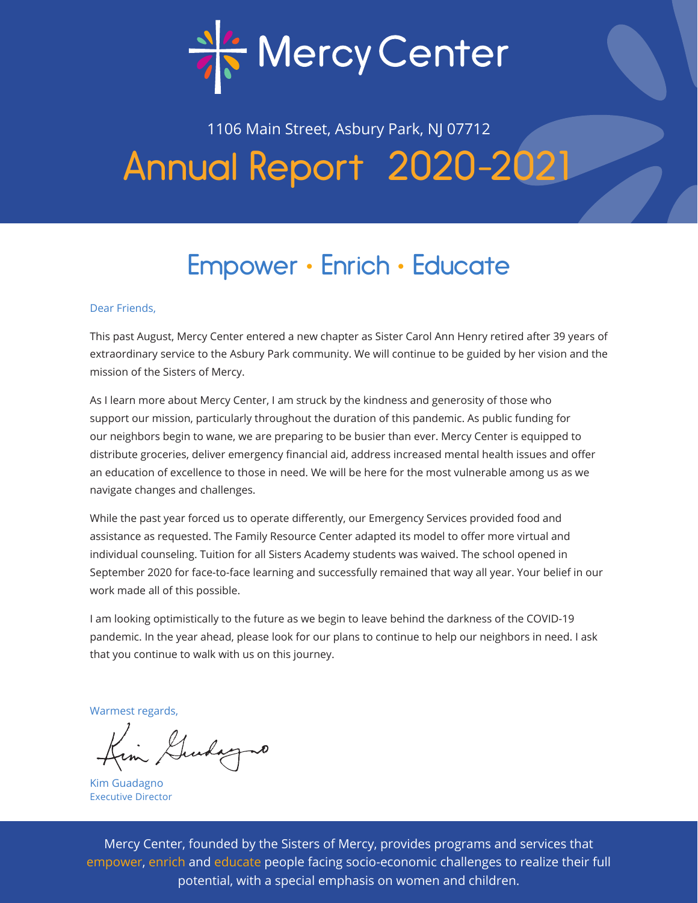# Mercy Center

1106 Main Street, Asbury Park, NJ 07712

# Annual Report 2020-2021

## Empower • Enrich • Educate

Dear Friends,

This past August, Mercy Center entered a new chapter as Sister Carol Ann Henry retired after 39 years of extraordinary service to the Asbury Park community. We will continue to be guided by her vision and the mission of the Sisters of Mercy.

As I learn more about Mercy Center, I am struck by the kindness and generosity of those who support our mission, particularly throughout the duration of this pandemic. As public funding for our neighbors begin to wane, we are preparing to be busier than ever. Mercy Center is equipped to distribute groceries, deliver emergency financial aid, address increased mental health issues and offer an education of excellence to those in need. We will be here for the most vulnerable among us as we navigate changes and challenges.

While the past year forced us to operate differently, our Emergency Services provided food and assistance as requested. The Family Resource Center adapted its model to offer more virtual and individual counseling. Tuition for all Sisters Academy students was waived. The school opened in September 2020 for face-to-face learning and successfully remained that way all year. Your belief in our work made all of this possible.

I am looking optimistically to the future as we begin to leave behind the darkness of the COVID-19 pandemic. In the year ahead, please look for our plans to continue to help our neighbors in need. I ask that you continue to walk with us on this journey.

Warmest regards,

Kim Guadagno
Executive Director

Mercy Center, founded by the Sisters of Mercy, provides programs and services that empower, enrich and educate people facing socio-economic challenges to realize their full potential, with a special emphasis on women and children.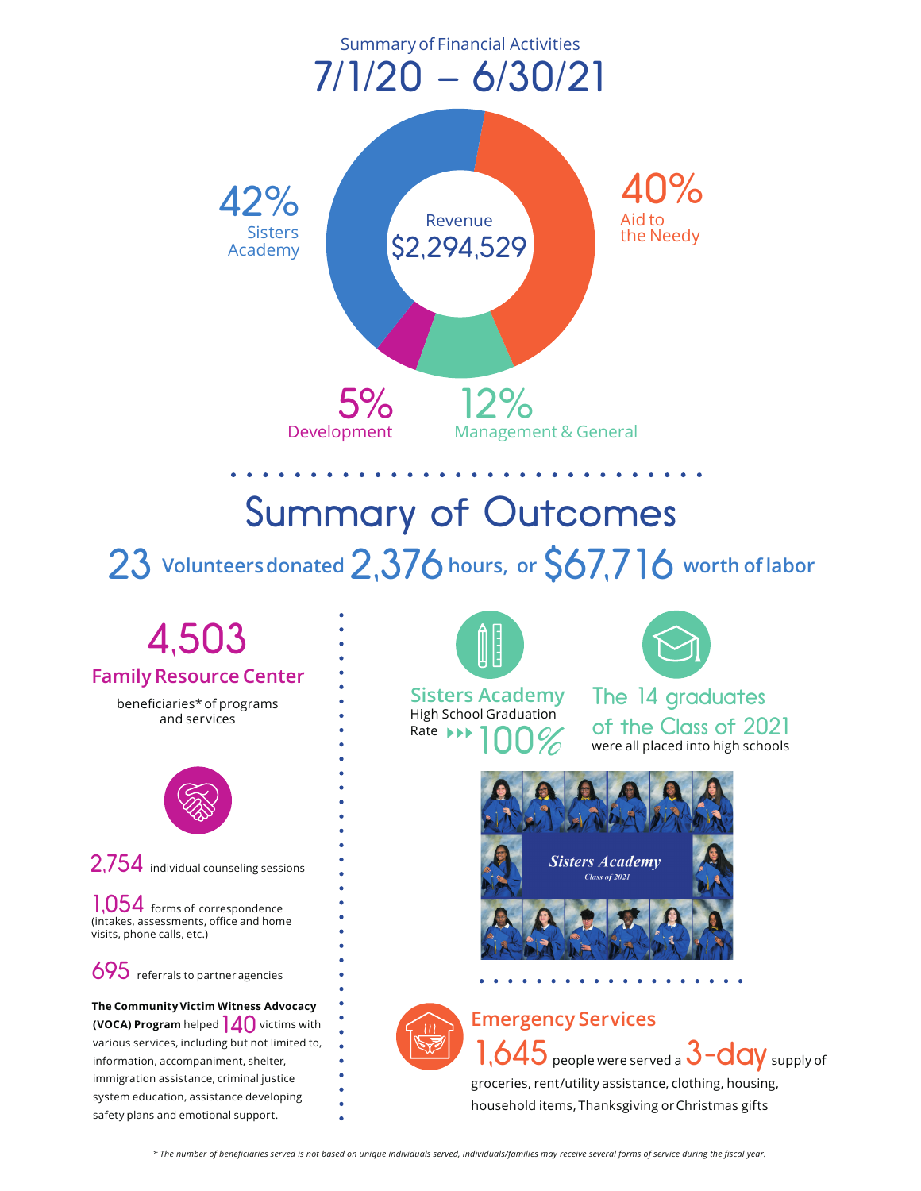## Summary of Financial Activities

# 7/1/20 – 6/30/21

Revenue $2,294,529

- 42% Sisters Academy
- 40% Aid to the Needy
- 12% Management & General
- 5% Development

# Summary of Outcomes

**23** Volunteers donated **2,376** hours, or **$67,716** worth of labor

## 4,503

### Family Resource Center

beneficiaries* of programs and services

**2,754** individual counseling sessions

**1,054** forms of correspondence (intakes, assessments, office and home visits, phone calls, etc.)

**695** referrals to partner agencies

**The Community Victim Witness Advocacy (VOCA) Program** helped **140** victims with various services, including but not limited to, information, accompaniment, shelter, immigration assistance, criminal justice system education, assistance developing safety plans and emotional support.

### Sisters Academy

High School Graduation Rate ▸▸▸ **100%**

The 14 graduates of the Class of 2021 were all placed into high schools

Sisters Academy
Class of 2021

### Emergency Services

**1,645** people were served a **3-day** supply of groceries, rent/utility assistance, clothing, housing, household items, Thanksgiving or Christmas gifts

*\* The number of beneficiaries served is not based on unique individuals served, individuals/families may receive several forms of service during the fiscal year.*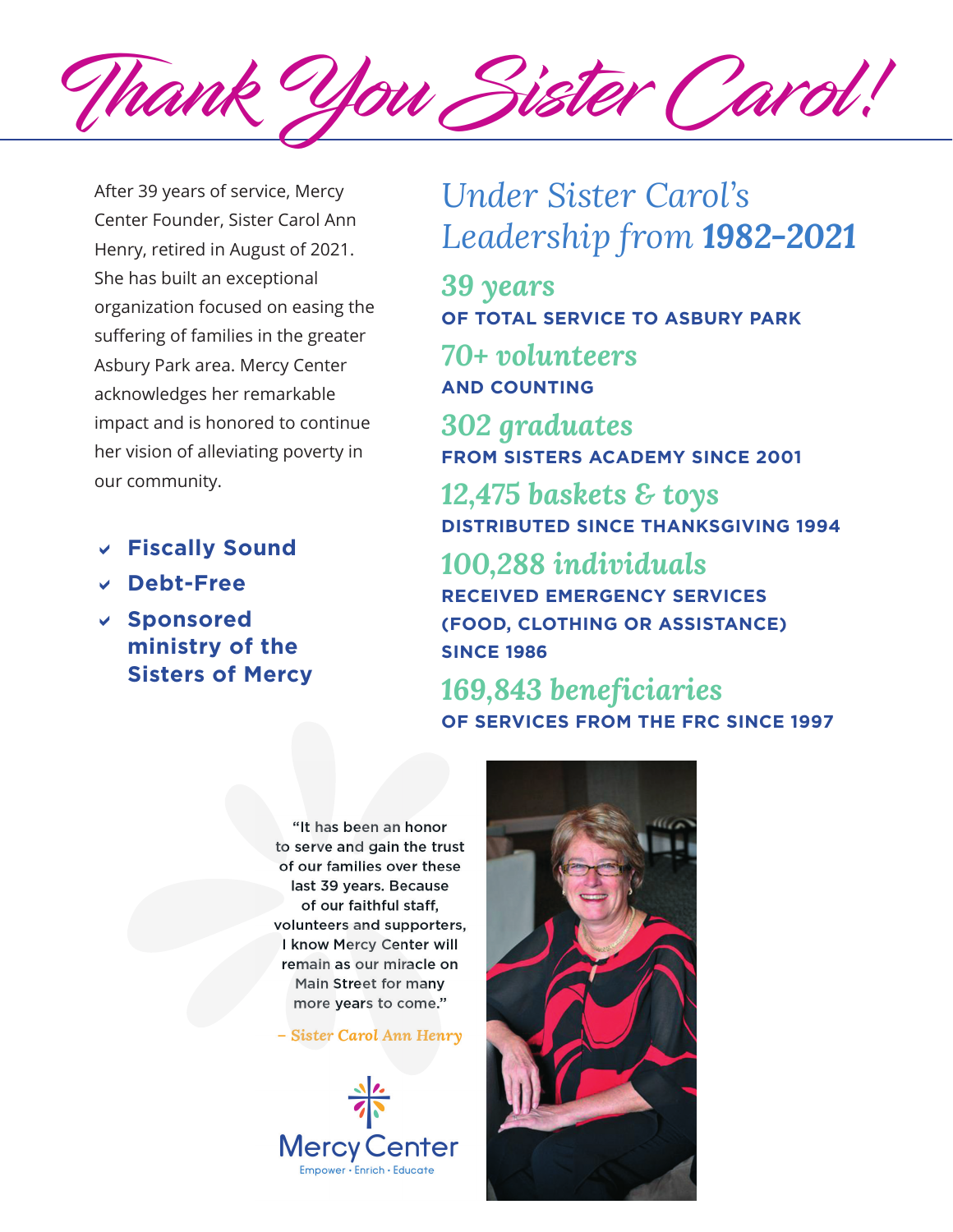# Thank You Sister Carol!

After 39 years of service, Mercy Center Founder, Sister Carol Ann Henry, retired in August of 2021. She has built an exceptional organization focused on easing the suffering of families in the greater Asbury Park area. Mercy Center acknowledges her remarkable impact and is honored to continue her vision of alleviating poverty in our community.

- **Fiscally Sound**
- **Debt-Free**
- **Sponsored ministry of the Sisters of Mercy**

## *Under Sister Carol's Leadership from* **1982–2021**

*39 years*
**OF TOTAL SERVICE TO ASBURY PARK**

*70+ volunteers*
**AND COUNTING**

*302 graduates*
**FROM SISTERS ACADEMY SINCE 2001**

*12,475 baskets & toys*
**DISTRIBUTED SINCE THANKSGIVING 1994**

*100,288 individuals*
**RECEIVED EMERGENCY SERVICES (FOOD, CLOTHING OR ASSISTANCE) SINCE 1986**

*169,843 beneficiaries*
**OF SERVICES FROM THE FRC SINCE 1997**

"It has been an honor to serve and gain the trust of our families over these last 39 years. Because of our faithful staff, volunteers and supporters, I know Mercy Center will remain as our miracle on Main Street for many more years to come."

*– Sister Carol Ann Henry*

Mercy Center
Empower • Enrich • Educate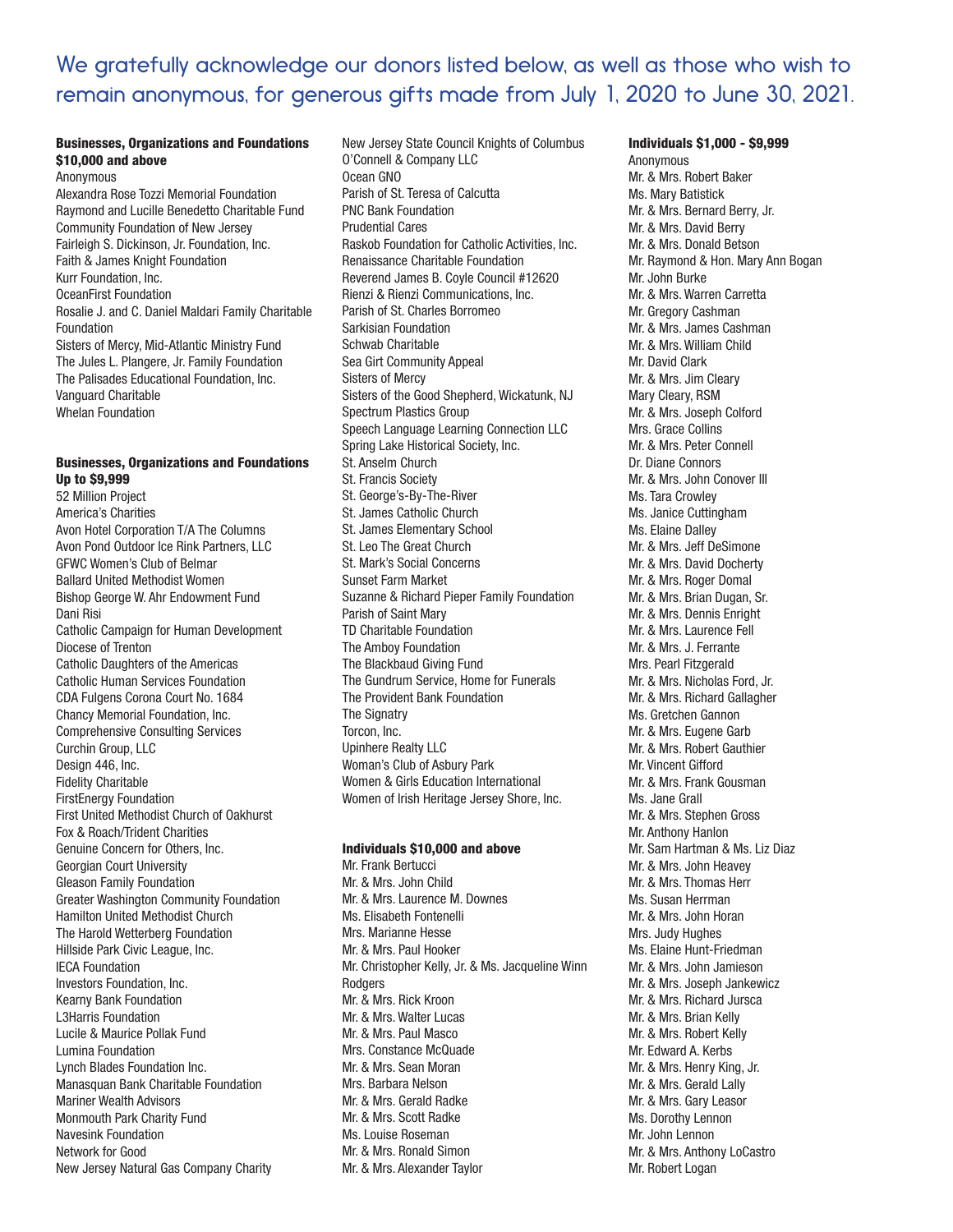## We gratefully acknowledge our donors listed below, as well as those who wish to remain anonymous, for generous gifts made from July 1, 2020 to June 30, 2021.

**Businesses, Organizations and Foundations $10,000 and above**

Anonymous
Alexandra Rose Tozzi Memorial Foundation
Raymond and Lucille Benedetto Charitable Fund
Community Foundation of New Jersey
Fairleigh S. Dickinson, Jr. Foundation, Inc.
Faith & James Knight Foundation
Kurr Foundation, Inc.
OceanFirst Foundation
Rosalie J. and C. Daniel Maldari Family Charitable Foundation
Sisters of Mercy, Mid-Atlantic Ministry Fund
The Jules L. Plangere, Jr. Family Foundation
The Palisades Educational Foundation, Inc.
Vanguard Charitable
Whelan Foundation

**Businesses, Organizations and Foundations Up to $9,999**

52 Million Project
America's Charities
Avon Hotel Corporation T/A The Columns
Avon Pond Outdoor Ice Rink Partners, LLC
GFWC Women's Club of Belmar
Ballard United Methodist Women
Bishop George W. Ahr Endowment Fund
Dani Risi
Catholic Campaign for Human Development
Diocese of Trenton
Catholic Daughters of the Americas
Catholic Human Services Foundation
CDA Fulgens Corona Court No. 1684
Chancy Memorial Foundation, Inc.
Comprehensive Consulting Services
Curchin Group, LLC
Design 446, Inc.
Fidelity Charitable
FirstEnergy Foundation
First United Methodist Church of Oakhurst
Fox & Roach/Trident Charities
Genuine Concern for Others, Inc.
Georgian Court University
Gleason Family Foundation
Greater Washington Community Foundation
Hamilton United Methodist Church
The Harold Wetterberg Foundation
Hillside Park Civic League, Inc.
IECA Foundation
Investors Foundation, Inc.
Kearny Bank Foundation
L3Harris Foundation
Lucile & Maurice Pollak Fund
Lumina Foundation
Lynch Blades Foundation Inc.
Manasquan Bank Charitable Foundation
Mariner Wealth Advisors
Monmouth Park Charity Fund
Navesink Foundation
Network for Good
New Jersey Natural Gas Company Charity
New Jersey State Council Knights of Columbus
O'Connell & Company LLC
Ocean GNO
Parish of St. Teresa of Calcutta
PNC Bank Foundation
Prudential Cares
Raskob Foundation for Catholic Activities, Inc.
Renaissance Charitable Foundation
Reverend James B. Coyle Council #12620
Rienzi & Rienzi Communications, Inc.
Parish of St. Charles Borromeo
Sarkisian Foundation
Schwab Charitable
Sea Girt Community Appeal
Sisters of Mercy
Sisters of the Good Shepherd, Wickatunk, NJ
Spectrum Plastics Group
Speech Language Learning Connection LLC
Spring Lake Historical Society, Inc.
St. Anselm Church
St. Francis Society
St. George's-By-The-River
St. James Catholic Church
St. James Elementary School
St. Leo The Great Church
St. Mark's Social Concerns
Sunset Farm Market
Suzanne & Richard Pieper Family Foundation
Parish of Saint Mary
TD Charitable Foundation
The Amboy Foundation
The Blackbaud Giving Fund
The Gundrum Service, Home for Funerals
The Provident Bank Foundation
The Signatry
Torcon, Inc.
Upinhere Realty LLC
Woman's Club of Asbury Park
Women & Girls Education International
Women of Irish Heritage Jersey Shore, Inc.

**Individuals $10,000 and above**

Mr. Frank Bertucci
Mr. & Mrs. John Child
Mr. & Mrs. Laurence M. Downes
Ms. Elisabeth Fontenelli
Mrs. Marianne Hesse
Mr. & Mrs. Paul Hooker
Mr. Christopher Kelly, Jr. & Ms. Jacqueline Winn Rodgers
Mr. & Mrs. Rick Kroon
Mr. & Mrs. Walter Lucas
Mr. & Mrs. Paul Masco
Mrs. Constance McQuade
Mr. & Mrs. Sean Moran
Mrs. Barbara Nelson
Mr. & Mrs. Gerald Radke
Mr. & Mrs. Scott Radke
Ms. Louise Roseman
Mr. & Mrs. Ronald Simon
Mr. & Mrs. Alexander Taylor

**Individuals $1,000 - $9,999**

Anonymous
Mr. & Mrs. Robert Baker
Ms. Mary Batistick
Mr. & Mrs. Bernard Berry, Jr.
Mr. & Mrs. David Berry
Mr. & Mrs. Donald Betson
Mr. Raymond & Hon. Mary Ann Bogan
Mr. John Burke
Mr. & Mrs. Warren Carretta
Mr. Gregory Cashman
Mr. & Mrs. James Cashman
Mr. & Mrs. William Child
Mr. David Clark
Mr. & Mrs. Jim Cleary
Mary Cleary, RSM
Mr. & Mrs. Joseph Colford
Mrs. Grace Collins
Mr. & Mrs. Peter Connell
Dr. Diane Connors
Mr. & Mrs. John Conover III
Ms. Tara Crowley
Ms. Janice Cuttingham
Ms. Elaine Dalley
Mr. & Mrs. Jeff DeSimone
Mr. & Mrs. David Docherty
Mr. & Mrs. Roger Domal
Mr. & Mrs. Brian Dugan, Sr.
Mr. & Mrs. Dennis Enright
Mr. & Mrs. Laurence Fell
Mr. & Mrs. J. Ferrante
Mrs. Pearl Fitzgerald
Mr. & Mrs. Nicholas Ford, Jr.
Mr. & Mrs. Richard Gallagher
Ms. Gretchen Gannon
Mr. & Mrs. Eugene Garb
Mr. & Mrs. Robert Gauthier
Mr. Vincent Gifford
Mr. & Mrs. Frank Gousman
Ms. Jane Grall
Mr. & Mrs. Stephen Gross
Mr. Anthony Hanlon
Mr. Sam Hartman & Ms. Liz Diaz
Mr. & Mrs. John Heavey
Mr. & Mrs. Thomas Herr
Ms. Susan Herrman
Mr. & Mrs. John Horan
Mrs. Judy Hughes
Ms. Elaine Hunt-Friedman
Mr. & Mrs. John Jamieson
Mr. & Mrs. Joseph Jankewicz
Mr. & Mrs. Richard Jursca
Mr. & Mrs. Brian Kelly
Mr. & Mrs. Robert Kelly
Mr. Edward A. Kerbs
Mr. & Mrs. Henry King, Jr.
Mr. & Mrs. Gerald Lally
Mr. & Mrs. Gary Leasor
Ms. Dorothy Lennon
Mr. John Lennon
Mr. & Mrs. Anthony LoCastro
Mr. Robert Logan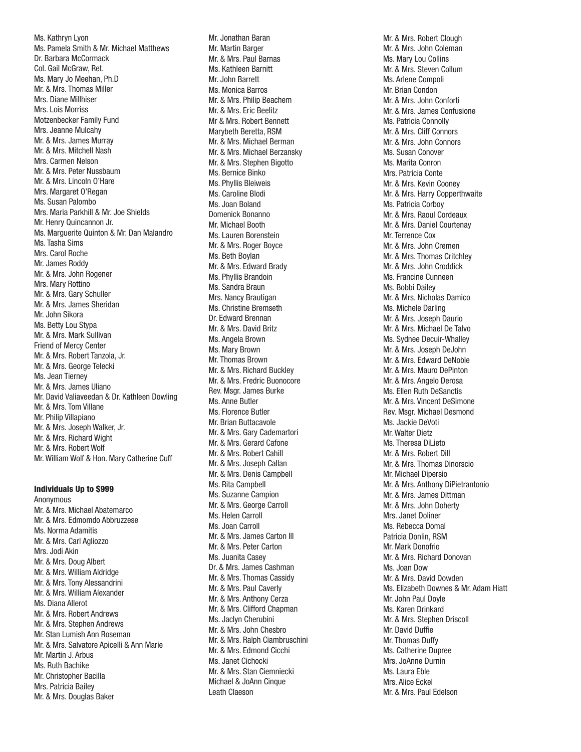Ms. Kathryn Lyon
Ms. Pamela Smith & Mr. Michael Matthews
Dr. Barbara McCormack
Col. Gail McGraw, Ret.
Ms. Mary Jo Meehan, Ph.D
Mr. & Mrs. Thomas Miller
Mrs. Diane Millhiser
Mrs. Lois Morriss
Motzenbecker Family Fund
Mrs. Jeanne Mulcahy
Mr. & Mrs. James Murray
Mr. & Mrs. Mitchell Nash
Mrs. Carmen Nelson
Mr. & Mrs. Peter Nussbaum
Mr. & Mrs. Lincoln O'Hare
Mrs. Margaret O'Regan
Ms. Susan Palombo
Mrs. Maria Parkhill & Mr. Joe Shields
Mr. Henry Quincannon Jr.
Ms. Marguerite Quinton & Mr. Dan Malandro
Ms. Tasha Sims
Mrs. Carol Roche
Mr. James Roddy
Mr. & Mrs. John Rogener
Mrs. Mary Rottino
Mr. & Mrs. Gary Schuller
Mr. & Mrs. James Sheridan
Mr. John Sikora
Ms. Betty Lou Stypa
Mr. & Mrs. Mark Sullivan
Friend of Mercy Center
Mr. & Mrs. Robert Tanzola, Jr.
Mr. & Mrs. George Telecki
Ms. Jean Tierney
Mr. & Mrs. James Uliano
Mr. David Valiaveedan & Dr. Kathleen Dowling
Mr. & Mrs. Tom Villane
Mr. Philip Villapiano
Mr. & Mrs. Joseph Walker, Jr.
Mr. & Mrs. Richard Wight
Mr. & Mrs. Robert Wolf
Mr. William Wolf & Hon. Mary Catherine Cuff

**Individuals Up to $999**

Anonymous
Mr. & Mrs. Michael Abatemarco
Mr. & Mrs. Edmomdo Abbruzzese
Ms. Norma Adamitis
Mr. & Mrs. Carl Agliozzo
Mrs. Jodi Akin
Mr. & Mrs. Doug Albert
Mr. & Mrs. William Aldridge
Mr. & Mrs. Tony Alessandrini
Mr. & Mrs. William Alexander
Ms. Diana Allerot
Mr. & Mrs. Robert Andrews
Mr. & Mrs. Stephen Andrews
Mr. Stan Lumish Ann Roseman
Mr. & Mrs. Salvatore Apicelli & Ann Marie
Mr. Martin J. Arbus
Ms. Ruth Bachike
Mr. Christopher Bacilla
Mrs. Patricia Bailey
Mr. & Mrs. Douglas Baker
Mr. Jonathan Baran
Mr. Martin Barger
Mr. & Mrs. Paul Barnas
Ms. Kathleen Barnitt
Mr. John Barrett
Ms. Monica Barros
Mr. & Mrs. Philip Beachem
Mr. & Mrs. Eric Beelitz
Mr & Mrs. Robert Bennett
Marybeth Beretta, RSM
Mr. & Mrs. Michael Berman
Mr. & Mrs. Michael Berzansky
Mr. & Mrs. Stephen Bigotto
Ms. Bernice Binko
Ms. Phyllis Bleiweis
Ms. Caroline Blodi
Ms. Joan Boland
Domenick Bonanno
Mr. Michael Booth
Ms. Lauren Borenstein
Mr. & Mrs. Roger Boyce
Ms. Beth Boylan
Mr. & Mrs. Edward Brady
Ms. Phyllis Brandoin
Ms. Sandra Braun
Mrs. Nancy Brautigan
Ms. Christine Bremseth
Dr. Edward Brennan
Mr. & Mrs. David Britz
Ms. Angela Brown
Ms. Mary Brown
Mr. Thomas Brown
Mr. & Mrs. Richard Buckley
Mr. & Mrs. Fredric Buonocore
Rev. Msgr. James Burke
Ms. Anne Butler
Ms. Florence Butler
Mr. Brian Buttacavole
Mr. & Mrs. Gary Cademartori
Mr. & Mrs. Gerard Cafone
Mr. & Mrs. Robert Cahill
Mr. & Mrs. Joseph Callan
Mr. & Mrs. Denis Campbell
Ms. Rita Campbell
Ms. Suzanne Campion
Mr. & Mrs. George Carroll
Ms. Helen Carroll
Ms. Joan Carroll
Mr. & Mrs. James Carton III
Mr. & Mrs. Peter Carton
Ms. Juanita Casey
Dr. & Mrs. James Cashman
Mr. & Mrs. Thomas Cassidy
Mr. & Mrs. Paul Caverly
Mr. & Mrs. Anthony Cerza
Mr. & Mrs. Clifford Chapman
Ms. Jaclyn Cherubini
Mr. & Mrs. John Chesbro
Mr. & Mrs. Ralph Ciambruschini
Mr. & Mrs. Edmond Cicchi
Ms. Janet Cichocki
Mr. & Mrs. Stan Ciemniecki
Michael & JoAnn Cinque
Leath Claeson
Mr. & Mrs. Robert Clough
Mr. & Mrs. John Coleman
Ms. Mary Lou Collins
Mr. & Mrs. Steven Collum
Ms. Arlene Compoli
Mr. Brian Condon
Mr. & Mrs. John Conforti
Mr. & Mrs. James Confusione
Ms. Patricia Connolly
Mr. & Mrs. Cliff Connors
Mr. & Mrs. John Connors
Ms. Susan Conover
Ms. Marita Conron
Mrs. Patricia Conte
Mr. & Mrs. Kevin Cooney
Mr. & Mrs. Harry Copperthwaite
Ms. Patricia Corboy
Mr. & Mrs. Raoul Cordeaux
Mr. & Mrs. Daniel Courtenay
Mr. Terrence Cox
Mr. & Mrs. John Cremen
Mr. & Mrs. Thomas Critchley
Mr. & Mrs. John Croddick
Ms. Francine Cunneen
Ms. Bobbi Dailey
Mr. & Mrs. Nicholas Damico
Ms. Michele Darling
Mr. & Mrs. Joseph Daurio
Mr. & Mrs. Michael De Talvo
Ms. Sydnee Decuir-Whalley
Mr. & Mrs. Joseph DeJohn
Mr. & Mrs. Edward DeNoble
Mr. & Mrs. Mauro DePinton
Mr. & Mrs. Angelo Derosa
Ms. Ellen Ruth DeSanctis
Mr. & Mrs. Vincent DeSimone
Rev. Msgr. Michael Desmond
Ms. Jackie DeVoti
Mr. Walter Dietz
Ms. Theresa DiLieto
Mr. & Mrs. Robert Dill
Mr. & Mrs. Thomas Dinorscio
Mr. Michael Dipersio
Mr. & Mrs. Anthony DiPietrantonio
Mr. & Mrs. James Dittman
Mr. & Mrs. John Doherty
Mrs. Janet Doliner
Ms. Rebecca Domal
Patricia Donlin, RSM
Mr. Mark Donofrio
Mr. & Mrs. Richard Donovan
Ms. Joan Dow
Mr. & Mrs. David Dowden
Ms. Elizabeth Downes & Mr. Adam Hiatt
Mr. John Paul Doyle
Ms. Karen Drinkard
Mr. & Mrs. Stephen Driscoll
Mr. David Duffie
Mr. Thomas Duffy
Ms. Catherine Dupree
Mrs. JoAnne Durnin
Ms. Laura Eble
Mrs. Alice Eckel
Mr. & Mrs. Paul Edelson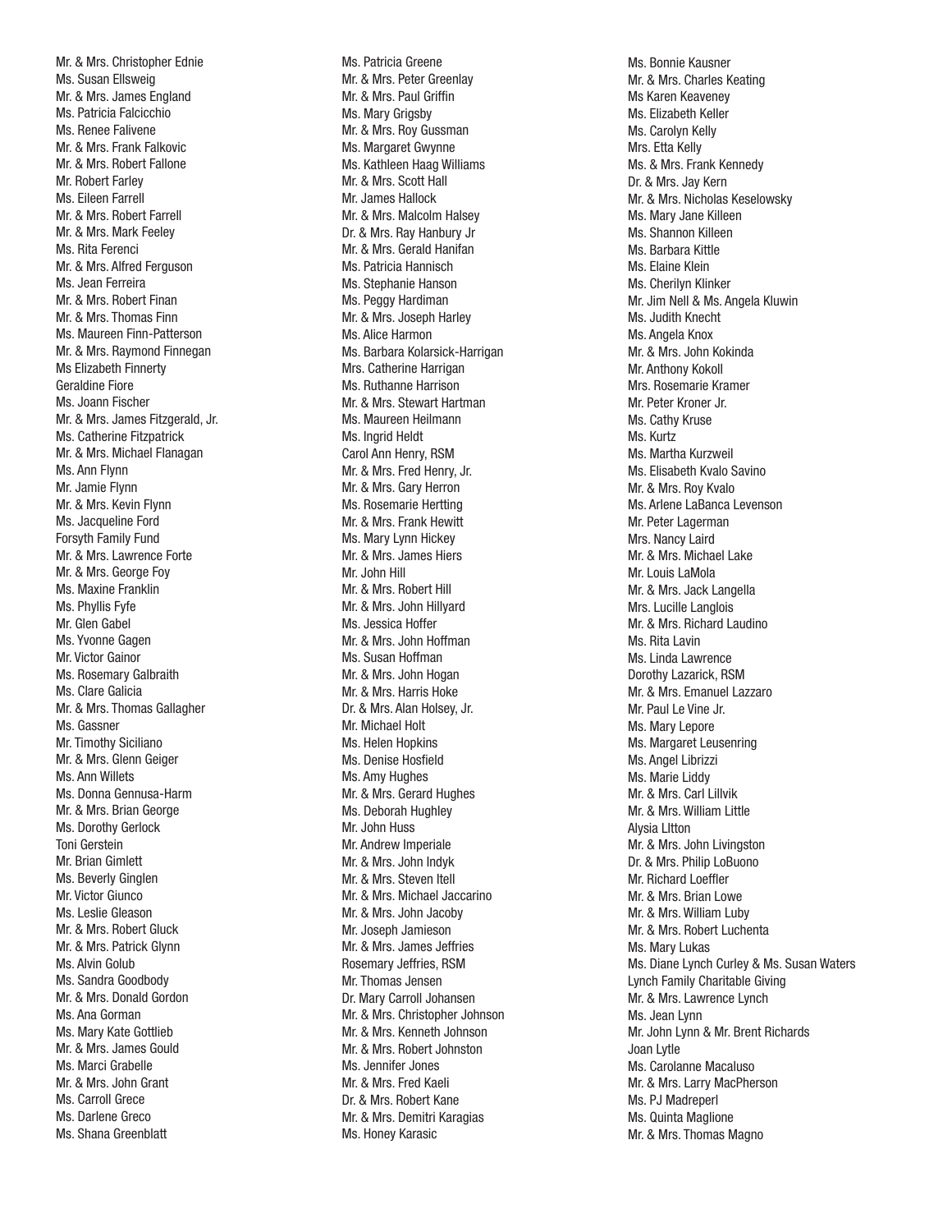Mr. & Mrs. Christopher Ednie
Ms. Susan Ellsweig
Mr. & Mrs. James England
Ms. Patricia Falcicchio
Ms. Renee Falivene
Mr. & Mrs. Frank Falkovic
Mr. & Mrs. Robert Fallone
Mr. Robert Farley
Ms. Eileen Farrell
Mr. & Mrs. Robert Farrell
Mr. & Mrs. Mark Feeley
Ms. Rita Ferenci
Mr. & Mrs. Alfred Ferguson
Ms. Jean Ferreira
Mr. & Mrs. Robert Finan
Mr. & Mrs. Thomas Finn
Ms. Maureen Finn-Patterson
Mr. & Mrs. Raymond Finnegan
Ms Elizabeth Finnerty
Geraldine Fiore
Ms. Joann Fischer
Mr. & Mrs. James Fitzgerald, Jr.
Ms. Catherine Fitzpatrick
Mr. & Mrs. Michael Flanagan
Ms. Ann Flynn
Mr. Jamie Flynn
Mr. & Mrs. Kevin Flynn
Ms. Jacqueline Ford
Forsyth Family Fund
Mr. & Mrs. Lawrence Forte
Mr. & Mrs. George Foy
Ms. Maxine Franklin
Ms. Phyllis Fyfe
Mr. Glen Gabel
Ms. Yvonne Gagen
Mr. Victor Gainor
Ms. Rosemary Galbraith
Ms. Clare Galicia
Mr. & Mrs. Thomas Gallagher
Ms. Gassner
Mr. Timothy Siciliano
Mr. & Mrs. Glenn Geiger
Ms. Ann Willets
Ms. Donna Gennusa-Harm
Mr. & Mrs. Brian George
Ms. Dorothy Gerlock
Toni Gerstein
Mr. Brian Gimlett
Ms. Beverly Ginglen
Mr. Victor Giunco
Ms. Leslie Gleason
Mr. & Mrs. Robert Gluck
Mr. & Mrs. Patrick Glynn
Ms. Alvin Golub
Ms. Sandra Goodbody
Mr. & Mrs. Donald Gordon
Ms. Ana Gorman
Ms. Mary Kate Gottlieb
Mr. & Mrs. James Gould
Ms. Marci Grabelle
Mr. & Mrs. John Grant
Ms. Carroll Grece
Ms. Darlene Greco
Ms. Shana Greenblatt
Ms. Patricia Greene
Mr. & Mrs. Peter Greenlay
Mr. & Mrs. Paul Griffin
Ms. Mary Grigsby
Mr. & Mrs. Roy Gussman
Ms. Margaret Gwynne
Ms. Kathleen Haag Williams
Mr. & Mrs. Scott Hall
Mr. James Hallock
Mr. & Mrs. Malcolm Halsey
Dr. & Mrs. Ray Hanbury Jr
Mr. & Mrs. Gerald Hanifan
Ms. Patricia Hannisch
Ms. Stephanie Hanson
Ms. Peggy Hardiman
Mr. & Mrs. Joseph Harley
Ms. Alice Harmon
Ms. Barbara Kolarsick-Harrigan
Mrs. Catherine Harrigan
Ms. Ruthanne Harrison
Mr. & Mrs. Stewart Hartman
Ms. Maureen Heilmann
Ms. Ingrid Heldt
Carol Ann Henry, RSM
Mr. & Mrs. Fred Henry, Jr.
Mr. & Mrs. Gary Herron
Ms. Rosemarie Hertting
Mr. & Mrs. Frank Hewitt
Ms. Mary Lynn Hickey
Mr. & Mrs. James Hiers
Mr. John Hill
Mr. & Mrs. Robert Hill
Mr. & Mrs. John Hillyard
Ms. Jessica Hoffer
Mr. & Mrs. John Hoffman
Ms. Susan Hoffman
Mr. & Mrs. John Hogan
Mr. & Mrs. Harris Hoke
Dr. & Mrs. Alan Holsey, Jr.
Mr. Michael Holt
Ms. Helen Hopkins
Ms. Denise Hosfield
Ms. Amy Hughes
Mr. & Mrs. Gerard Hughes
Ms. Deborah Hughley
Mr. John Huss
Mr. Andrew Imperiale
Mr. & Mrs. John Indyk
Mr. & Mrs. Steven Itell
Mr. & Mrs. Michael Jaccarino
Mr. & Mrs. John Jacoby
Mr. Joseph Jamieson
Mr. & Mrs. James Jeffries
Rosemary Jeffries, RSM
Mr. Thomas Jensen
Dr. Mary Carroll Johansen
Mr. & Mrs. Christopher Johnson
Mr. & Mrs. Kenneth Johnson
Mr. & Mrs. Robert Johnston
Ms. Jennifer Jones
Mr. & Mrs. Fred Kaeli
Dr. & Mrs. Robert Kane
Mr. & Mrs. Demitri Karagias
Ms. Honey Karasic
Ms. Bonnie Kausner
Mr. & Mrs. Charles Keating
Ms Karen Keaveney
Ms. Elizabeth Keller
Ms. Carolyn Kelly
Mrs. Etta Kelly
Ms. & Mrs. Frank Kennedy
Dr. & Mrs. Jay Kern
Mr. & Mrs. Nicholas Keselowsky
Ms. Mary Jane Killeen
Ms. Shannon Killeen
Ms. Barbara Kittle
Ms. Elaine Klein
Ms. Cherilyn Klinker
Mr. Jim Nell & Ms. Angela Kluwin
Ms. Judith Knecht
Ms. Angela Knox
Mr. & Mrs. John Kokinda
Mr. Anthony Kokoll
Mrs. Rosemarie Kramer
Mr. Peter Kroner Jr.
Ms. Cathy Kruse
Ms. Kurtz
Ms. Martha Kurzweil
Ms. Elisabeth Kvalo Savino
Mr. & Mrs. Roy Kvalo
Ms. Arlene LaBanca Levenson
Mr. Peter Lagerman
Mrs. Nancy Laird
Mr. & Mrs. Michael Lake
Mr. Louis LaMola
Mr. & Mrs. Jack Langella
Mrs. Lucille Langlois
Mr. & Mrs. Richard Laudino
Ms. Rita Lavin
Ms. Linda Lawrence
Dorothy Lazarick, RSM
Mr. & Mrs. Emanuel Lazzaro
Mr. Paul Le Vine Jr.
Ms. Mary Lepore
Ms. Margaret Leusenring
Ms. Angel Librizzi
Ms. Marie Liddy
Mr. & Mrs. Carl Lillvik
Mr. & Mrs. William Little
Alysia LItton
Mr. & Mrs. John Livingston
Dr. & Mrs. Philip LoBuono
Mr. Richard Loeffler
Mr. & Mrs. Brian Lowe
Mr. & Mrs. William Luby
Mr. & Mrs. Robert Luchenta
Ms. Mary Lukas
Ms. Diane Lynch Curley & Ms. Susan Waters
Lynch Family Charitable Giving
Mr. & Mrs. Lawrence Lynch
Ms. Jean Lynn
Mr. John Lynn & Mr. Brent Richards
Joan Lytle
Ms. Carolanne Macaluso
Mr. & Mrs. Larry MacPherson
Ms. PJ Madreperl
Ms. Quinta Maglione
Mr. & Mrs. Thomas Magno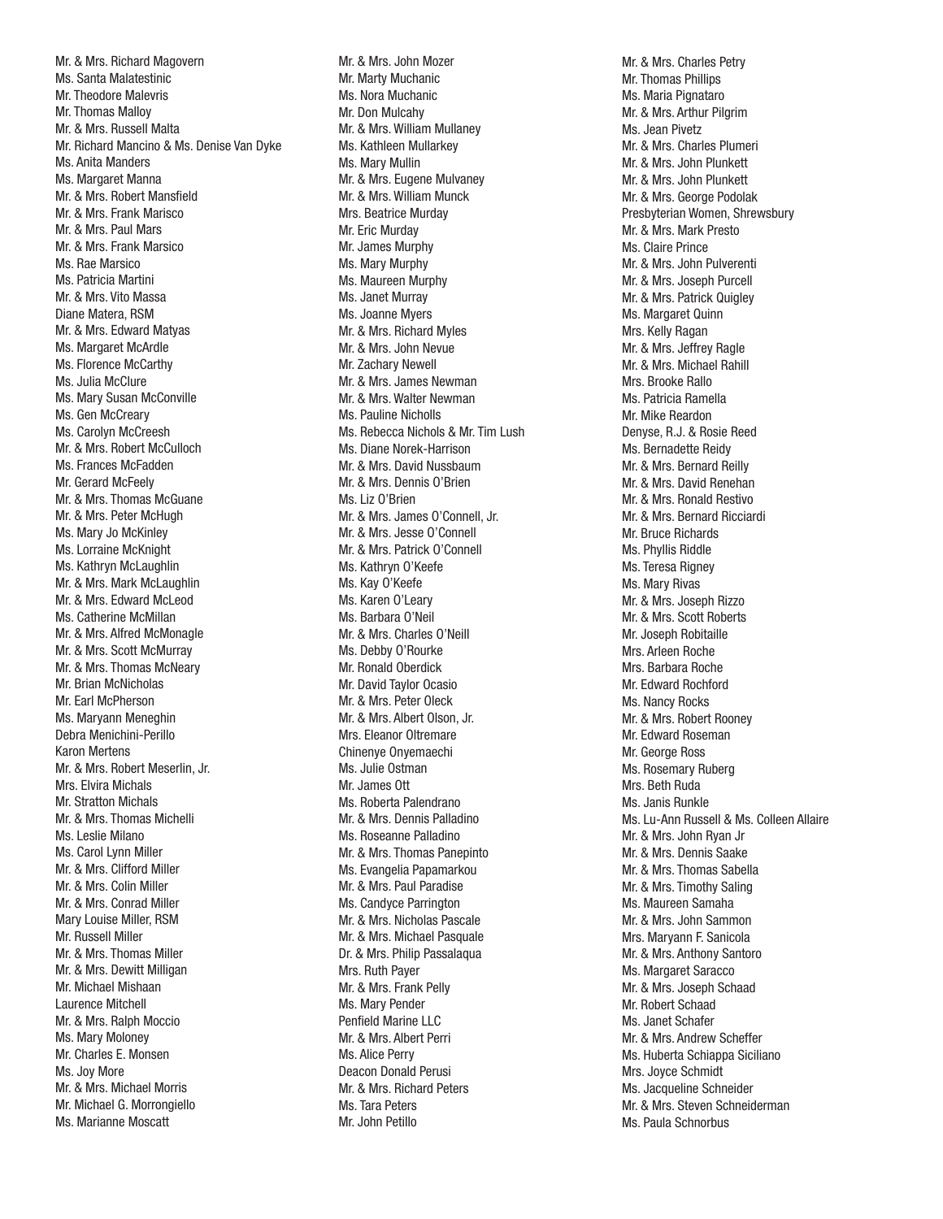Mr. & Mrs. Richard Magovern
Ms. Santa Malatestinic
Mr. Theodore Malevris
Mr. Thomas Malloy
Mr. & Mrs. Russell Malta
Mr. Richard Mancino & Ms. Denise Van Dyke
Ms. Anita Manders
Ms. Margaret Manna
Mr. & Mrs. Robert Mansfield
Mr. & Mrs. Frank Marisco
Mr. & Mrs. Paul Mars
Mr. & Mrs. Frank Marsico
Ms. Rae Marsico
Ms. Patricia Martini
Mr. & Mrs. Vito Massa
Diane Matera, RSM
Mr. & Mrs. Edward Matyas
Ms. Margaret McArdle
Ms. Florence McCarthy
Ms. Julia McClure
Ms. Mary Susan McConville
Ms. Gen McCreary
Ms. Carolyn McCreesh
Mr. & Mrs. Robert McCulloch
Ms. Frances McFadden
Mr. Gerard McFeely
Mr. & Mrs. Thomas McGuane
Mr. & Mrs. Peter McHugh
Ms. Mary Jo McKinley
Ms. Lorraine McKnight
Ms. Kathryn McLaughlin
Mr. & Mrs. Mark McLaughlin
Mr. & Mrs. Edward McLeod
Ms. Catherine McMillan
Mr. & Mrs. Alfred McMonagle
Mr. & Mrs. Scott McMurray
Mr. & Mrs. Thomas McNeary
Mr. Brian McNicholas
Mr. Earl McPherson
Ms. Maryann Meneghin
Debra Menichini-Perillo
Karon Mertens
Mr. & Mrs. Robert Meserlin, Jr.
Mrs. Elvira Michals
Mr. Stratton Michals
Mr. & Mrs. Thomas Michelli
Ms. Leslie Milano
Ms. Carol Lynn Miller
Mr. & Mrs. Clifford Miller
Mr. & Mrs. Colin Miller
Mr. & Mrs. Conrad Miller
Mary Louise Miller, RSM
Mr. Russell Miller
Mr. & Mrs. Thomas Miller
Mr. & Mrs. Dewitt Milligan
Mr. Michael Mishaan
Laurence Mitchell
Mr. & Mrs. Ralph Moccio
Ms. Mary Moloney
Mr. Charles E. Monsen
Ms. Joy More
Mr. & Mrs. Michael Morris
Mr. Michael G. Morrongiello
Ms. Marianne Moscatt
Mr. & Mrs. John Mozer
Mr. Marty Muchanic
Ms. Nora Muchanic
Mr. Don Mulcahy
Mr. & Mrs. William Mullaney
Ms. Kathleen Mullarkey
Ms. Mary Mullin
Mr. & Mrs. Eugene Mulvaney
Mr. & Mrs. William Munck
Mrs. Beatrice Murday
Mr. Eric Murday
Mr. James Murphy
Ms. Mary Murphy
Ms. Maureen Murphy
Ms. Janet Murray
Ms. Joanne Myers
Mr. & Mrs. Richard Myles
Mr. & Mrs. John Nevue
Mr. Zachary Newell
Mr. & Mrs. James Newman
Mr. & Mrs. Walter Newman
Ms. Pauline Nicholls
Ms. Rebecca Nichols & Mr. Tim Lush
Ms. Diane Norek-Harrison
Mr. & Mrs. David Nussbaum
Mr. & Mrs. Dennis O'Brien
Ms. Liz O'Brien
Mr. & Mrs. James O'Connell, Jr.
Mr. & Mrs. Jesse O'Connell
Mr. & Mrs. Patrick O'Connell
Ms. Kathryn O'Keefe
Ms. Kay O'Keefe
Ms. Karen O'Leary
Ms. Barbara O'Neil
Mr. & Mrs. Charles O'Neill
Ms. Debby O'Rourke
Mr. Ronald Oberdick
Mr. David Taylor Ocasio
Mr. & Mrs. Peter Oleck
Mr. & Mrs. Albert Olson, Jr.
Mrs. Eleanor Oltremare
Chinenye Onyemaechi
Ms. Julie Ostman
Mr. James Ott
Ms. Roberta Palendrano
Mr. & Mrs. Dennis Palladino
Ms. Roseanne Palladino
Mr. & Mrs. Thomas Panepinto
Ms. Evangelia Papamarkou
Mr. & Mrs. Paul Paradise
Ms. Candyce Parrington
Mr. & Mrs. Nicholas Pascale
Mr. & Mrs. Michael Pasquale
Dr. & Mrs. Philip Passalaqua
Mrs. Ruth Payer
Mr. & Mrs. Frank Pelly
Ms. Mary Pender
Penfield Marine LLC
Mr. & Mrs. Albert Perri
Ms. Alice Perry
Deacon Donald Perusi
Mr. & Mrs. Richard Peters
Ms. Tara Peters
Mr. John Petillo
Mr. & Mrs. Charles Petry
Mr. Thomas Phillips
Ms. Maria Pignataro
Mr. & Mrs. Arthur Pilgrim
Ms. Jean Pivetz
Mr. & Mrs. Charles Plumeri
Mr. & Mrs. John Plunkett
Mr. & Mrs. John Plunkett
Mr. & Mrs. George Podolak
Presbyterian Women, Shrewsbury
Mr. & Mrs. Mark Presto
Ms. Claire Prince
Mr. & Mrs. John Pulverenti
Mr. & Mrs. Joseph Purcell
Mr. & Mrs. Patrick Quigley
Ms. Margaret Quinn
Mrs. Kelly Ragan
Mr. & Mrs. Jeffrey Ragle
Mr. & Mrs. Michael Rahill
Mrs. Brooke Rallo
Ms. Patricia Ramella
Mr. Mike Reardon
Denyse, R.J. & Rosie Reed
Ms. Bernadette Reidy
Mr. & Mrs. Bernard Reilly
Mr. & Mrs. David Renehan
Mr. & Mrs. Ronald Restivo
Mr. & Mrs. Bernard Ricciardi
Mr. Bruce Richards
Ms. Phyllis Riddle
Ms. Teresa Rigney
Ms. Mary Rivas
Mr. & Mrs. Joseph Rizzo
Mr. & Mrs. Scott Roberts
Mr. Joseph Robitaille
Mrs. Arleen Roche
Mrs. Barbara Roche
Mr. Edward Rochford
Ms. Nancy Rocks
Mr. & Mrs. Robert Rooney
Mr. Edward Roseman
Mr. George Ross
Ms. Rosemary Ruberg
Mrs. Beth Ruda
Ms. Janis Runkle
Ms. Lu-Ann Russell & Ms. Colleen Allaire
Mr. & Mrs. John Ryan Jr
Mr. & Mrs. Dennis Saake
Mr. & Mrs. Thomas Sabella
Mr. & Mrs. Timothy Saling
Ms. Maureen Samaha
Mr. & Mrs. John Sammon
Mrs. Maryann F. Sanicola
Mr. & Mrs. Anthony Santoro
Ms. Margaret Saracco
Mr. & Mrs. Joseph Schaad
Mr. Robert Schaad
Ms. Janet Schafer
Mr. & Mrs. Andrew Scheffer
Ms. Huberta Schiappa Siciliano
Mrs. Joyce Schmidt
Ms. Jacqueline Schneider
Mr. & Mrs. Steven Schneiderman
Ms. Paula Schnorbus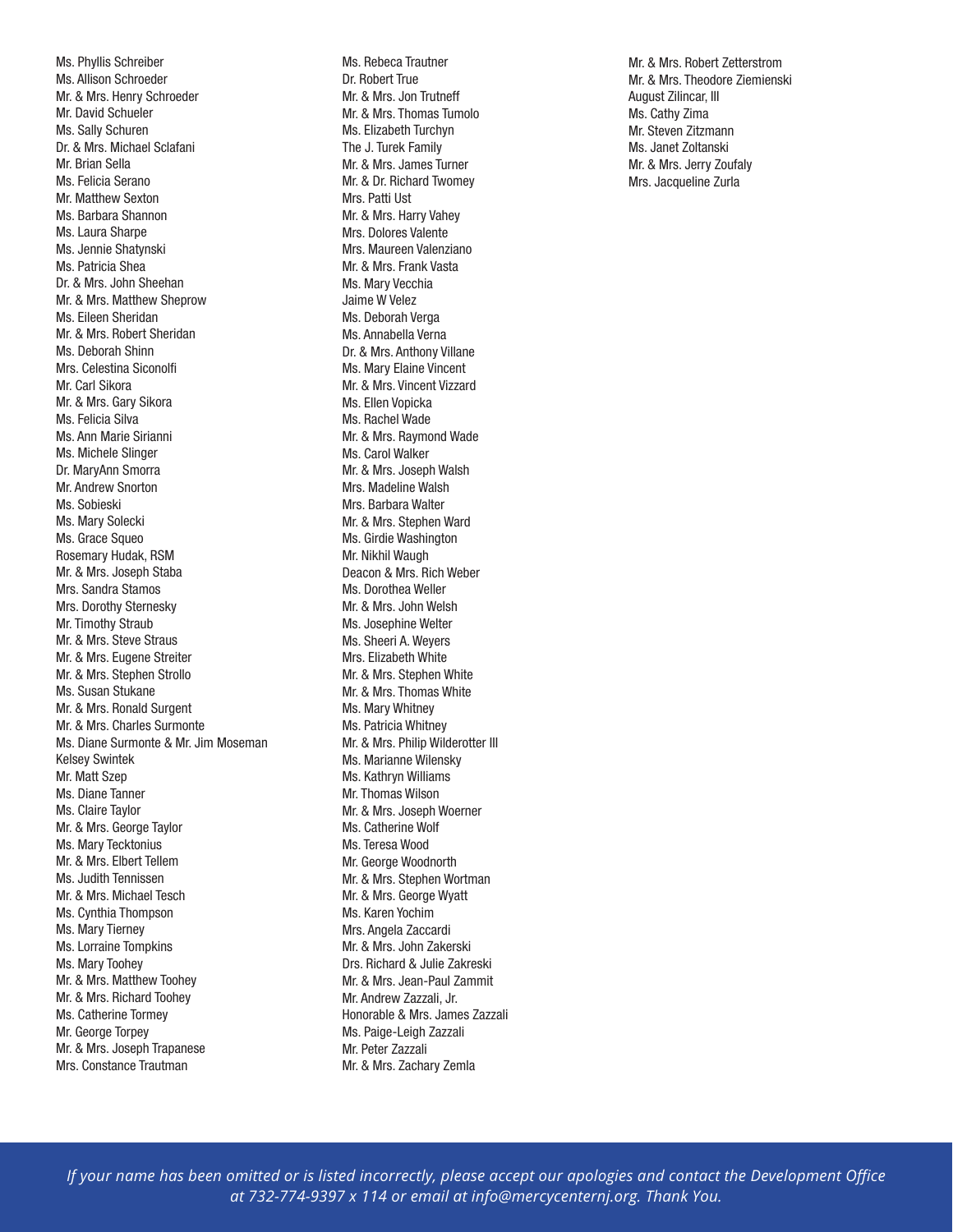Ms. Phyllis Schreiber
Ms. Allison Schroeder
Mr. & Mrs. Henry Schroeder
Mr. David Schueler
Ms. Sally Schuren
Dr. & Mrs. Michael Sclafani
Mr. Brian Sella
Ms. Felicia Serano
Mr. Matthew Sexton
Ms. Barbara Shannon
Ms. Laura Sharpe
Ms. Jennie Shatynski
Ms. Patricia Shea
Dr. & Mrs. John Sheehan
Mr. & Mrs. Matthew Sheprow
Ms. Eileen Sheridan
Mr. & Mrs. Robert Sheridan
Ms. Deborah Shinn
Mrs. Celestina Siconolfi
Mr. Carl Sikora
Mr. & Mrs. Gary Sikora
Ms. Felicia Silva
Ms. Ann Marie Sirianni
Ms. Michele Slinger
Dr. MaryAnn Smorra
Mr. Andrew Snorton
Ms. Sobieski
Ms. Mary Solecki
Ms. Grace Squeo
Rosemary Hudak, RSM
Mr. & Mrs. Joseph Staba
Mrs. Sandra Stamos
Mrs. Dorothy Sternesky
Mr. Timothy Straub
Mr. & Mrs. Steve Straus
Mr. & Mrs. Eugene Streiter
Mr. & Mrs. Stephen Strollo
Ms. Susan Stukane
Mr. & Mrs. Ronald Surgent
Mr. & Mrs. Charles Surmonte
Ms. Diane Surmonte & Mr. Jim Moseman
Kelsey Swintek
Mr. Matt Szep
Ms. Diane Tanner
Ms. Claire Taylor
Mr. & Mrs. George Taylor
Ms. Mary Tecktonius
Mr. & Mrs. Elbert Tellem
Ms. Judith Tennissen
Mr. & Mrs. Michael Tesch
Ms. Cynthia Thompson
Ms. Mary Tierney
Ms. Lorraine Tompkins
Ms. Mary Toohey
Mr. & Mrs. Matthew Toohey
Mr. & Mrs. Richard Toohey
Ms. Catherine Tormey
Mr. George Torpey
Mr. & Mrs. Joseph Trapanese
Mrs. Constance Trautman
Ms. Rebeca Trautner
Dr. Robert True
Mr. & Mrs. Jon Trutneff
Mr. & Mrs. Thomas Tumolo
Ms. Elizabeth Turchyn
The J. Turek Family
Mr. & Mrs. James Turner
Mr. & Dr. Richard Twomey
Mrs. Patti Ust
Mr. & Mrs. Harry Vahey
Mrs. Dolores Valente
Mrs. Maureen Valenziano
Mr. & Mrs. Frank Vasta
Ms. Mary Vecchia
Jaime W Velez
Ms. Deborah Verga
Ms. Annabella Verna
Dr. & Mrs. Anthony Villane
Ms. Mary Elaine Vincent
Mr. & Mrs. Vincent Vizzard
Ms. Ellen Vopicka
Ms. Rachel Wade
Mr. & Mrs. Raymond Wade
Ms. Carol Walker
Mr. & Mrs. Joseph Walsh
Mrs. Madeline Walsh
Mrs. Barbara Walter
Mr. & Mrs. Stephen Ward
Ms. Girdie Washington
Mr. Nikhil Waugh
Deacon & Mrs. Rich Weber
Ms. Dorothea Weller
Mr. & Mrs. John Welsh
Ms. Josephine Welter
Ms. Sheeri A. Weyers
Mrs. Elizabeth White
Mr. & Mrs. Stephen White
Mr. & Mrs. Thomas White
Ms. Mary Whitney
Ms. Patricia Whitney
Mr. & Mrs. Philip Wilderotter III
Ms. Marianne Wilensky
Ms. Kathryn Williams
Mr. Thomas Wilson
Mr. & Mrs. Joseph Woerner
Ms. Catherine Wolf
Ms. Teresa Wood
Mr. George Woodnorth
Mr. & Mrs. Stephen Wortman
Mr. & Mrs. George Wyatt
Ms. Karen Yochim
Mrs. Angela Zaccardi
Mr. & Mrs. John Zakerski
Drs. Richard & Julie Zakreski
Mr. & Mrs. Jean-Paul Zammit
Mr. Andrew Zazzali, Jr.
Honorable & Mrs. James Zazzali
Ms. Paige-Leigh Zazzali
Mr. Peter Zazzali
Mr. & Mrs. Zachary Zemla
Mr. & Mrs. Robert Zetterstrom
Mr. & Mrs. Theodore Ziemienski
August Zilincar, III
Ms. Cathy Zima
Mr. Steven Zitzmann
Ms. Janet Zoltanski
Mr. & Mrs. Jerry Zoufaly
Mrs. Jacqueline Zurla

*If your name has been omitted or is listed incorrectly, please accept our apologies and contact the Development Office at 732-774-9397 x 114 or email at info@mercycenternj.org. Thank You.*